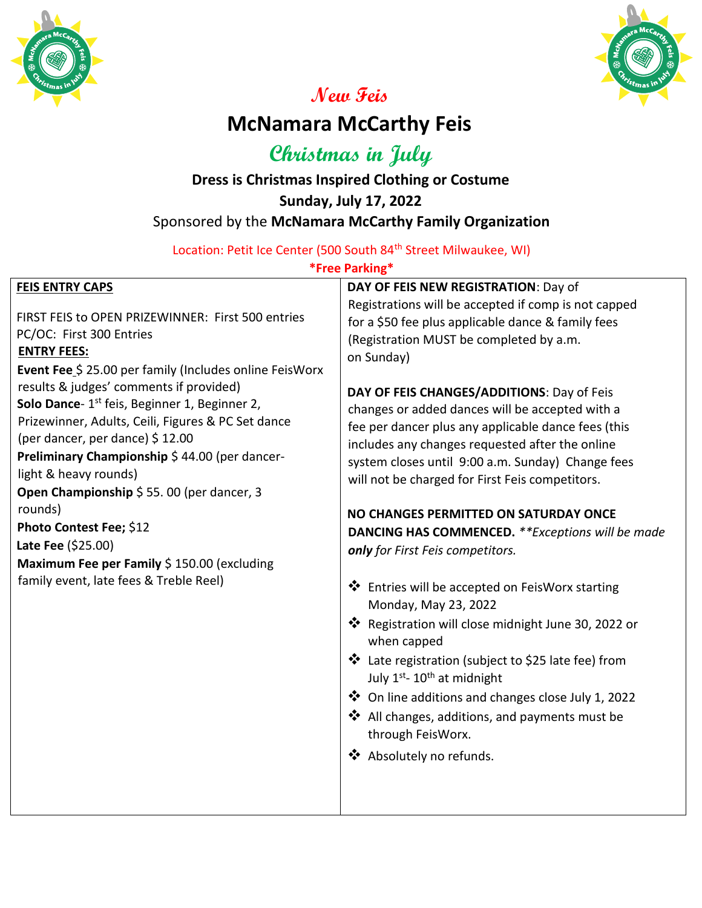*New Feis*

# McNamara McCarthy Feis

## *Christmas in July*

**Dress is Christmas Inspired Clothing or Costume**

**Sunday, July 17, 2022**

Sponsored by the **McNamara McCarthy Family Organization**

Location: Petit Ice Center (500 South 84th Street Milwaukee, WI)

**\*Free Parking\***

**FEIS ENTRY CAPS**

FIRST FEIS to OPEN PRIZEWINNER: First 500 entries
PC/OC: First 300 Entries

**ENTRY FEES:**

**Event Fee** $ 25.00 per family (Includes online FeisWorx results & judges' comments if provided)
**Solo Dance**- 1st feis, Beginner 1, Beginner 2, Prizewinner, Adults, Ceili, Figures & PC Set dance (per dancer, per dance) $ 12.00
**Preliminary Championship** $ 44.00 (per dancer- light & heavy rounds)
**Open Championship** $ 55. 00 (per dancer, 3 rounds)
**Photo Contest Fee;** $12
**Late Fee** ($25.00)
**Maximum Fee per Family** $ 150.00 (excluding family event, late fees & Treble Reel)

**DAY OF FEIS NEW REGISTRATION**: Day of Registrations will be accepted if comp is not capped for a $50 fee plus applicable dance & family fees (Registration MUST be completed by a.m. on Sunday)

**DAY OF FEIS CHANGES/ADDITIONS**: Day of Feis changes or added dances will be accepted with a fee per dancer plus any applicable dance fees (this includes any changes requested after the online system closes until 9:00 a.m. Sunday) Change fees will not be charged for First Feis competitors.

**NO CHANGES PERMITTED ON SATURDAY ONCE DANCING HAS COMMENCED.** *\*\*Exceptions will be made **only** for First Feis competitors.*

- Entries will be accepted on FeisWorx starting Monday, May 23, 2022
- Registration will close midnight June 30, 2022 or when capped
- Late registration (subject to $25 late fee) from July 1st- 10th at midnight
- On line additions and changes close July 1, 2022
- All changes, additions, and payments must be through FeisWorx.
- Absolutely no refunds.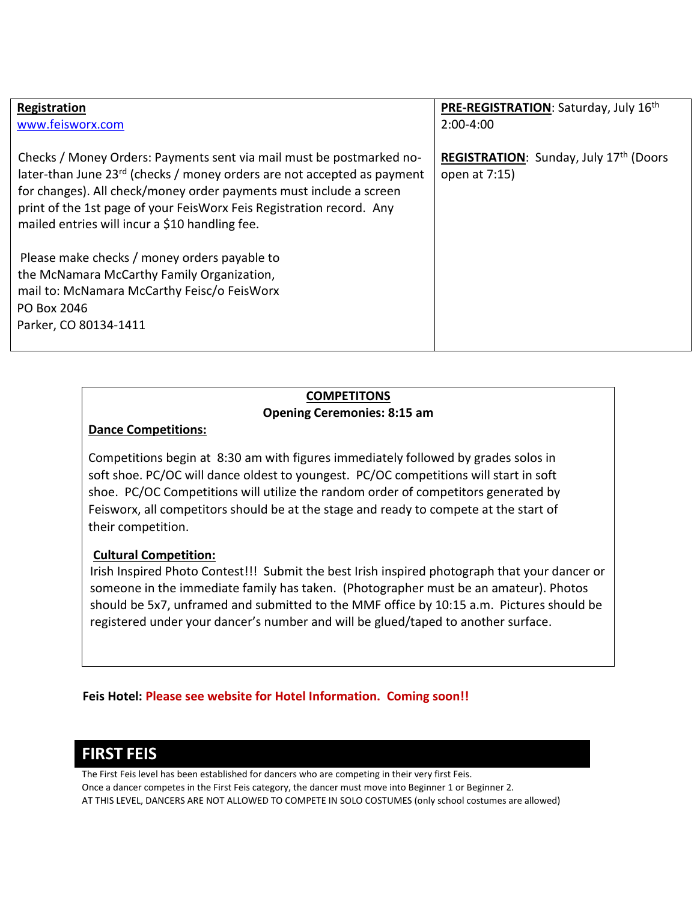**Registration**
www.feisworx.com

Checks / Money Orders: Payments sent via mail must be postmarked no-later-than June 23rd (checks / money orders are not accepted as payment for changes). All check/money order payments must include a screen print of the 1st page of your FeisWorx Feis Registration record. Any mailed entries will incur a $10 handling fee.

Please make checks / money orders payable to the McNamara McCarthy Family Organization, mail to: McNamara McCarthy Feisc/o FeisWorx
PO Box 2046
Parker, CO 80134-1411

**PRE-REGISTRATION**: Saturday, July 16th 2:00-4:00

**REGISTRATION**: Sunday, July 17th (Doors open at 7:15)

## COMPETITONS

**Opening Ceremonies: 8:15 am**

**Dance Competitions:**

Competitions begin at 8:30 am with figures immediately followed by grades solos in soft shoe. PC/OC will dance oldest to youngest. PC/OC competitions will start in soft shoe. PC/OC Competitions will utilize the random order of competitors generated by Feisworx, all competitors should be at the stage and ready to compete at the start of their competition.

**Cultural Competition:**

Irish Inspired Photo Contest!!! Submit the best Irish inspired photograph that your dancer or someone in the immediate family has taken. (Photographer must be an amateur). Photos should be 5x7, unframed and submitted to the MMF office by 10:15 a.m. Pictures should be registered under your dancer's number and will be glued/taped to another surface.

**Feis Hotel:** **Please see website for Hotel Information. Coming soon!!**

# FIRST FEIS

The First Feis level has been established for dancers who are competing in their very first Feis.
Once a dancer competes in the First Feis category, the dancer must move into Beginner 1 or Beginner 2.
AT THIS LEVEL, DANCERS ARE NOT ALLOWED TO COMPETE IN SOLO COSTUMES (only school costumes are allowed)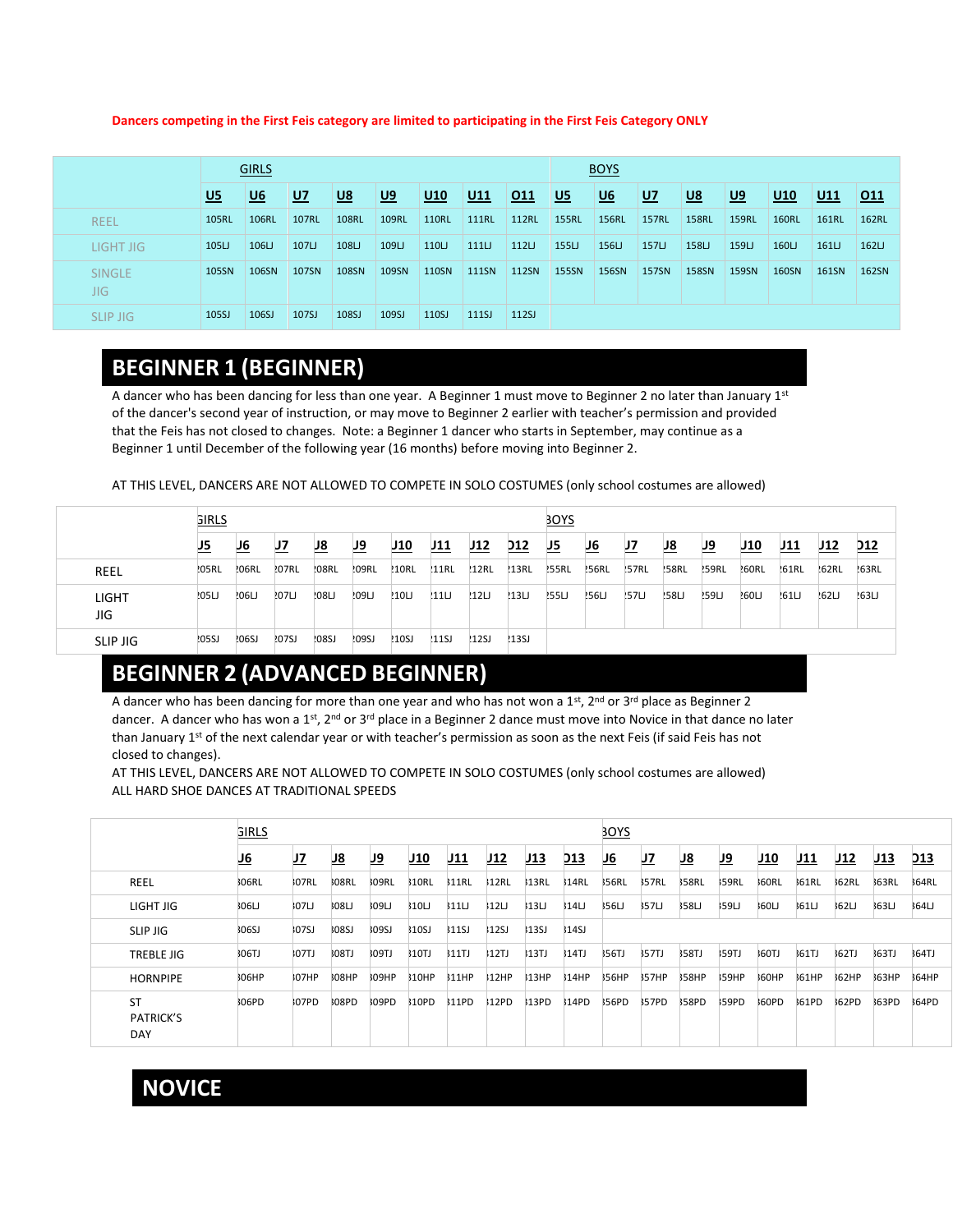**Dancers competing in the First Feis category are limited to participating in the First Feis Category ONLY**

| | GIRLS | | | | | | | | BOYS | | | | | | | |
|---|---|---|---|---|---|---|---|---|---|---|---|---|---|---|---|---|
| | U5 | U6 | U7 | U8 | U9 | U10 | U11 | O11 | U5 | U6 | U7 | U8 | U9 | U10 | U11 | O11 |
| REEL | 105RL | 106RL | 107RL | 108RL | 109RL | 110RL | 111RL | 112RL | 155RL | 156RL | 157RL | 158RL | 159RL | 160RL | 161RL | 162RL |
| LIGHT JIG | 105LJ | 106LJ | 107LJ | 108LJ | 109LJ | 110LJ | 111LJ | 112LJ | 155LJ | 156LJ | 157LJ | 158LJ | 159LJ | 160LJ | 161LJ | 162LJ |
| SINGLE JIG | 105SN | 106SN | 107SN | 108SN | 109SN | 110SN | 111SN | 112SN | 155SN | 156SN | 157SN | 158SN | 159SN | 160SN | 161SN | 162SN |
| SLIP JIG | 105SJ | 106SJ | 107SJ | 108SJ | 109SJ | 110SJ | 111SJ | 112SJ | | | | | | | | |

# BEGINNER 1 (BEGINNER)

A dancer who has been dancing for less than one year. A Beginner 1 must move to Beginner 2 no later than January 1st of the dancer's second year of instruction, or may move to Beginner 2 earlier with teacher's permission and provided that the Feis has not closed to changes. Note: a Beginner 1 dancer who starts in September, may continue as a Beginner 1 until December of the following year (16 months) before moving into Beginner 2.

AT THIS LEVEL, DANCERS ARE NOT ALLOWED TO COMPETE IN SOLO COSTUMES (only school costumes are allowed)

| | GIRLS | | | | | | | | | BOYS | | | | | | | | |
|---|---|---|---|---|---|---|---|---|---|---|---|---|---|---|---|---|---|---|
| | U5 | U6 | U7 | U8 | U9 | U10 | U11 | U12 | O12 | U5 | U6 | U7 | U8 | U9 | U10 | U11 | U12 | O12 |
| REEL | 205RL | 206RL | 207RL | 208RL | 209RL | 210RL | 211RL | 212RL | 213RL | 255RL | 256RL | 257RL | 258RL | 259RL | 260RL | 261RL | 262RL | 263RL |
| LIGHT JIG | 205LJ | 206LJ | 207LJ | 208LJ | 209LJ | 210LJ | 211LJ | 212LJ | 213LJ | 255LJ | 256LJ | 257LJ | 258LJ | 259LJ | 260LJ | 261LJ | 262LJ | 263LJ |
| SLIP JIG | 205SJ | 206SJ | 207SJ | 208SJ | 209SJ | 210SJ | 211SJ | 212SJ | 213SJ | | | | | | | | | |

# BEGINNER 2 (ADVANCED BEGINNER)

A dancer who has been dancing for more than one year and who has not won a 1st, 2nd or 3rd place as Beginner 2 dancer. A dancer who has won a 1st, 2nd or 3rd place in a Beginner 2 dance must move into Novice in that dance no later than January 1st of the next calendar year or with teacher's permission as soon as the next Feis (if said Feis has not closed to changes).

AT THIS LEVEL, DANCERS ARE NOT ALLOWED TO COMPETE IN SOLO COSTUMES (only school costumes are allowed)

ALL HARD SHOE DANCES AT TRADITIONAL SPEEDS

| | GIRLS | | | | | | | | | BOYS | | | | | | | | |
|---|---|---|---|---|---|---|---|---|---|---|---|---|---|---|---|---|---|---|
| | U6 | U7 | U8 | U9 | U10 | U11 | U12 | U13 | O13 | U6 | U7 | U8 | U9 | U10 | U11 | U12 | U13 | O13 |
| REEL | 306RL | 307RL | 308RL | 309RL | 310RL | 311RL | 312RL | 313RL | 314RL | 356RL | 357RL | 358RL | 359RL | 360RL | 361RL | 362RL | 363RL | 364RL |
| LIGHT JIG | 306LJ | 307LJ | 308LJ | 309LJ | 310LJ | 311LJ | 312LJ | 313LJ | 314LJ | 356LJ | 357LJ | 358LJ | 359LJ | 360LJ | 361LJ | 362LJ | 363LJ | 364LJ |
| SLIP JIG | 306SJ | 307SJ | 308SJ | 309SJ | 310SJ | 311SJ | 312SJ | 313SJ | 314SJ | | | | | | | | | |
| TREBLE JIG | 306TJ | 307TJ | 308TJ | 309TJ | 310TJ | 311TJ | 312TJ | 313TJ | 314TJ | 356TJ | 357TJ | 358TJ | 359TJ | 360TJ | 361TJ | 362TJ | 363TJ | 364TJ |
| HORNPIPE | 306HP | 307HP | 308HP | 309HP | 310HP | 311HP | 312HP | 313HP | 314HP | 356HP | 357HP | 358HP | 359HP | 360HP | 361HP | 362HP | 363HP | 364HP |
| ST PATRICK'S DAY | 306PD | 307PD | 308PD | 309PD | 310PD | 311PD | 312PD | 313PD | 314PD | 356PD | 357PD | 358PD | 359PD | 360PD | 361PD | 362PD | 363PD | 364PD |

# NOVICE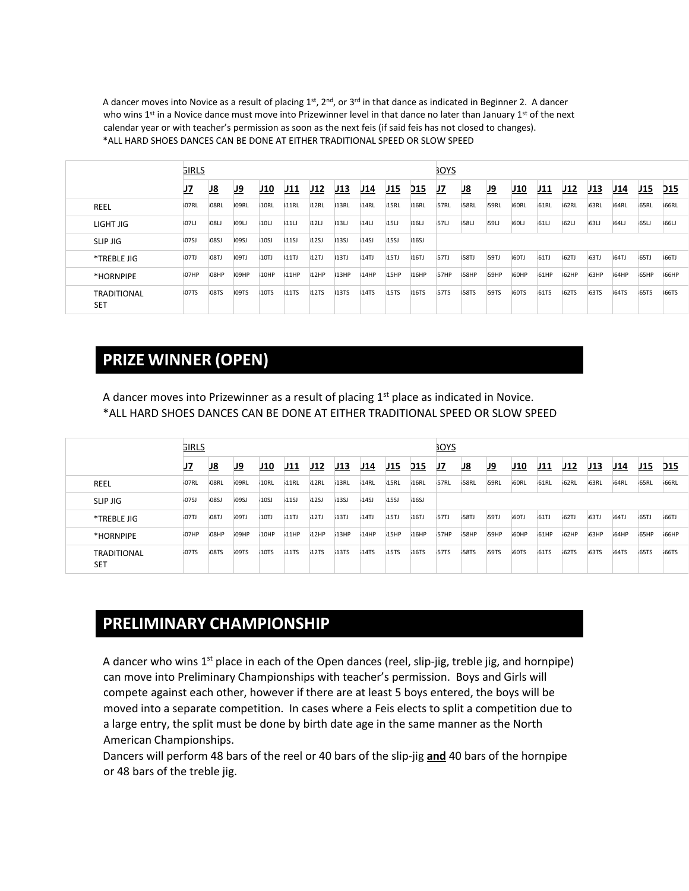A dancer moves into Novice as a result of placing 1st, 2nd, or 3rd in that dance as indicated in Beginner 2. A dancer who wins 1st in a Novice dance must move into Prizewinner level in that dance no later than January 1st of the next calendar year or with teacher's permission as soon as the next feis (if said feis has not closed to changes).
*ALL HARD SHOES DANCES CAN BE DONE AT EITHER TRADITIONAL SPEED OR SLOW SPEED

| | GIRLS | | | | | | | | | | BOYS | | | | | | | | | |
|---|---|---|---|---|---|---|---|---|---|---|---|---|---|---|---|---|---|---|---|---|
| | U7 | U8 | U9 | U10 | U11 | U12 | U13 | U14 | U15 | O15 | U7 | U8 | U9 | U10 | U11 | U12 | U13 | U14 | U15 | O15 |
| REEL | 407RL | 408RL | 409RL | 410RL | 411RL | 412RL | 413RL | 414RL | 415RL | 416RL | 457RL | 458RL | 459RL | 460RL | 461RL | 462RL | 463RL | 464RL | 465RL | 466RL |
| LIGHT JIG | 407LJ | 408LJ | 409LJ | 410LJ | 411LJ | 412LJ | 413LJ | 414LJ | 415LJ | 416LJ | 457LJ | 458LJ | 459LJ | 460LJ | 461LJ | 462LJ | 463LJ | 464LJ | 465LJ | 466LJ |
| SLIP JIG | 407SJ | 408SJ | 409SJ | 410SJ | 411SJ | 412SJ | 413SJ | 414SJ | 415SJ | 416SJ | | | | | | | | | | |
| *TREBLE JIG | 407TJ | 408TJ | 409TJ | 410TJ | 411TJ | 412TJ | 413TJ | 414TJ | 415TJ | 416TJ | 457TJ | 458TJ | 459TJ | 460TJ | 461TJ | 462TJ | 463TJ | 464TJ | 465TJ | 466TJ |
| *HORNPIPE | 407HP | 408HP | 409HP | 410HP | 411HP | 412HP | 413HP | 414HP | 415HP | 416HP | 457HP | 458HP | 459HP | 460HP | 461HP | 462HP | 463HP | 464HP | 465HP | 466HP |
| TRADITIONAL SET | 407TS | 408TS | 409TS | 410TS | 411TS | 412TS | 413TS | 414TS | 415TS | 416TS | 457TS | 458TS | 459TS | 460TS | 461TS | 462TS | 463TS | 464TS | 465TS | 466TS |

## PRIZE WINNER (OPEN)

A dancer moves into Prizewinner as a result of placing 1st place as indicated in Novice.
*ALL HARD SHOES DANCES CAN BE DONE AT EITHER TRADITIONAL SPEED OR SLOW SPEED

| | GIRLS | | | | | | | | | | BOYS | | | | | | | | | |
|---|---|---|---|---|---|---|---|---|---|---|---|---|---|---|---|---|---|---|---|---|
| | U7 | U8 | U9 | U10 | U11 | U12 | U13 | U14 | U15 | O15 | U7 | U8 | U9 | U10 | U11 | U12 | U13 | U14 | U15 | O15 |
| REEL | 507RL | 508RL | 509RL | 510RL | 511RL | 512RL | 513RL | 514RL | 515RL | 516RL | 557RL | 558RL | 559RL | 560RL | 561RL | 562RL | 563RL | 564RL | 565RL | 566RL |
| SLIP JIG | 507SJ | 508SJ | 509SJ | 510SJ | 511SJ | 512SJ | 513SJ | 514SJ | 515SJ | 516SJ | | | | | | | | | | |
| *TREBLE JIG | 507TJ | 508TJ | 509TJ | 510TJ | 511TJ | 512TJ | 513TJ | 514TJ | 515TJ | 516TJ | 557TJ | 558TJ | 559TJ | 560TJ | 561TJ | 562TJ | 563TJ | 564TJ | 565TJ | 566TJ |
| *HORNPIPE | 507HP | 508HP | 509HP | 510HP | 511HP | 512HP | 513HP | 514HP | 515HP | 516HP | 557HP | 558HP | 559HP | 560HP | 561HP | 562HP | 563HP | 564HP | 565HP | 566HP |
| TRADITIONAL SET | 507TS | 508TS | 509TS | 510TS | 511TS | 512TS | 513TS | 514TS | 515TS | 516TS | 557TS | 558TS | 559TS | 560TS | 561TS | 562TS | 563TS | 564TS | 565TS | 566TS |

## PRELIMINARY CHAMPIONSHIP

A dancer who wins 1st place in each of the Open dances (reel, slip-jig, treble jig, and hornpipe) can move into Preliminary Championships with teacher's permission. Boys and Girls will compete against each other, however if there are at least 5 boys entered, the boys will be moved into a separate competition. In cases where a Feis elects to split a competition due to a large entry, the split must be done by birth date age in the same manner as the North American Championships.
Dancers will perform 48 bars of the reel or 40 bars of the slip-jig **and** 40 bars of the hornpipe or 48 bars of the treble jig.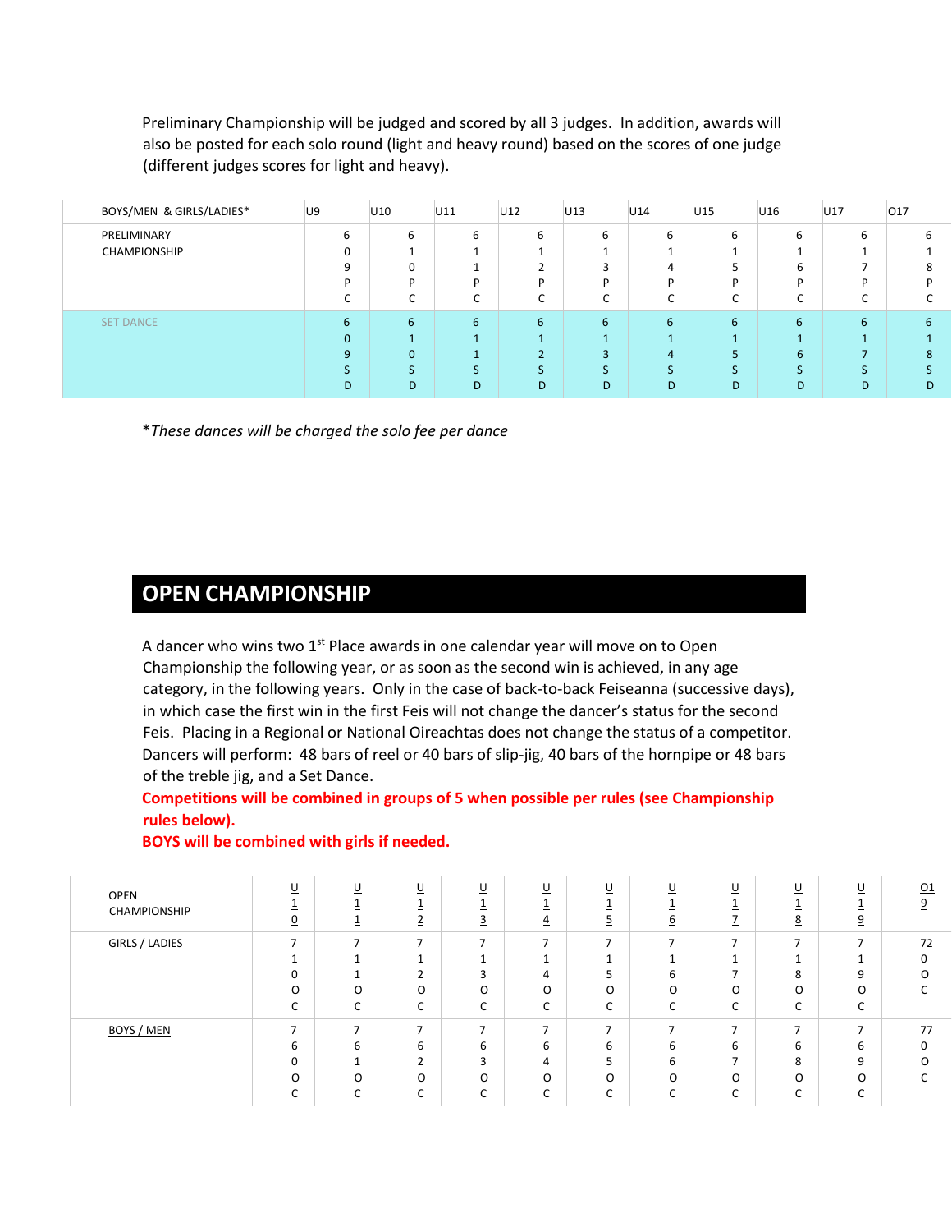Preliminary Championship will be judged and scored by all 3 judges. In addition, awards will also be posted for each solo round (light and heavy round) based on the scores of one judge (different judges scores for light and heavy).

| BOYS/MEN & GIRLS/LADIES* | U9 | U10 | U11 | U12 | U13 | U14 | U15 | U16 | U17 | O17 |
|---|---|---|---|---|---|---|---|---|---|---|
| PRELIMINARY CHAMPIONSHIP | 609PC | 610PC | 611PC | 612PC | 613PC | 614PC | 615PC | 616PC | 617PC | 618PC |
| SET DANCE | 609SD | 610SD | 611SD | 612SD | 613SD | 614SD | 615SD | 616SD | 617SD | 618SD |

**These dances will be charged the solo fee per dance*

## OPEN CHAMPIONSHIP

A dancer who wins two 1st Place awards in one calendar year will move on to Open Championship the following year, or as soon as the second win is achieved, in any age category, in the following years. Only in the case of back-to-back Feiseanna (successive days), in which case the first win in the first Feis will not change the dancer's status for the second Feis. Placing in a Regional or National Oireachtas does not change the status of a competitor. Dancers will perform: 48 bars of reel or 40 bars of slip-jig, 40 bars of the hornpipe or 48 bars of the treble jig, and a Set Dance.

**Competitions will be combined in groups of 5 when possible per rules (see Championship rules below).**

**BOYS will be combined with girls if needed.**

| OPEN CHAMPIONSHIP | U10 | U11 | U12 | U13 | U14 | U15 | U16 | U17 | U18 | U19 | O19 |
|---|---|---|---|---|---|---|---|---|---|---|---|
| GIRLS / LADIES | 710OC | 711OC | 712OC | 713OC | 714OC | 715OC | 716OC | 717OC | 718OC | 719OC | 720OC |
| BOYS / MEN | 760OC | 761OC | 762OC | 763OC | 764OC | 765OC | 766OC | 767OC | 768OC | 769OC | 770OC |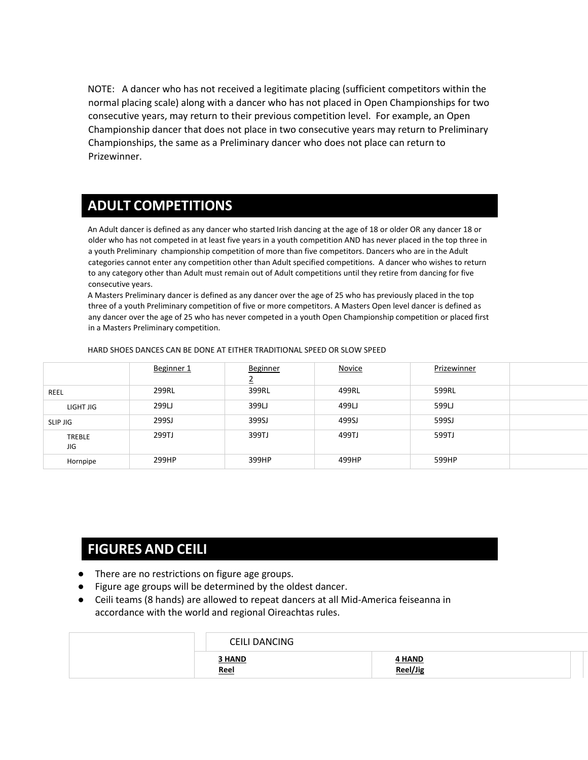NOTE: A dancer who has not received a legitimate placing (sufficient competitors within the normal placing scale) along with a dancer who has not placed in Open Championships for two consecutive years, may return to their previous competition level. For example, an Open Championship dancer that does not place in two consecutive years may return to Preliminary Championships, the same as a Preliminary dancer who does not place can return to Prizewinner.

## ADULT COMPETITIONS

An Adult dancer is defined as any dancer who started Irish dancing at the age of 18 or older OR any dancer 18 or older who has not competed in at least five years in a youth competition AND has never placed in the top three in a youth Preliminary championship competition of more than five competitors. Dancers who are in the Adult categories cannot enter any competition other than Adult specified competitions. A dancer who wishes to return to any category other than Adult must remain out of Adult competitions until they retire from dancing for five consecutive years.

A Masters Preliminary dancer is defined as any dancer over the age of 25 who has previously placed in the top three of a youth Preliminary competition of five or more competitors. A Masters Open level dancer is defined as any dancer over the age of 25 who has never competed in a youth Open Championship competition or placed first in a Masters Preliminary competition.

HARD SHOES DANCES CAN BE DONE AT EITHER TRADITIONAL SPEED OR SLOW SPEED

| | Beginner 1 | Beginner 2 | Novice | Prizewinner | |
|---|---|---|---|---|---|
| REEL | 299RL | 399RL | 499RL | 599RL | |
| LIGHT JIG | 299LJ | 399LJ | 499LJ | 599LJ | |
| SLIP JIG | 299SJ | 399SJ | 499SJ | 599SJ | |
| TREBLE JIG | 299TJ | 399TJ | 499TJ | 599TJ | |
| Hornpipe | 299HP | 399HP | 499HP | 599HP | |

## FIGURES AND CEILI

- There are no restrictions on figure age groups.
- Figure age groups will be determined by the oldest dancer.
- Ceili teams (8 hands) are allowed to repeat dancers at all Mid-America feiseanna in accordance with the world and regional Oireachtas rules.

| | CEILI DANCING | |
|---|---|---|
| | **3 HAND Reel** | **4 HAND Reel/Jig** |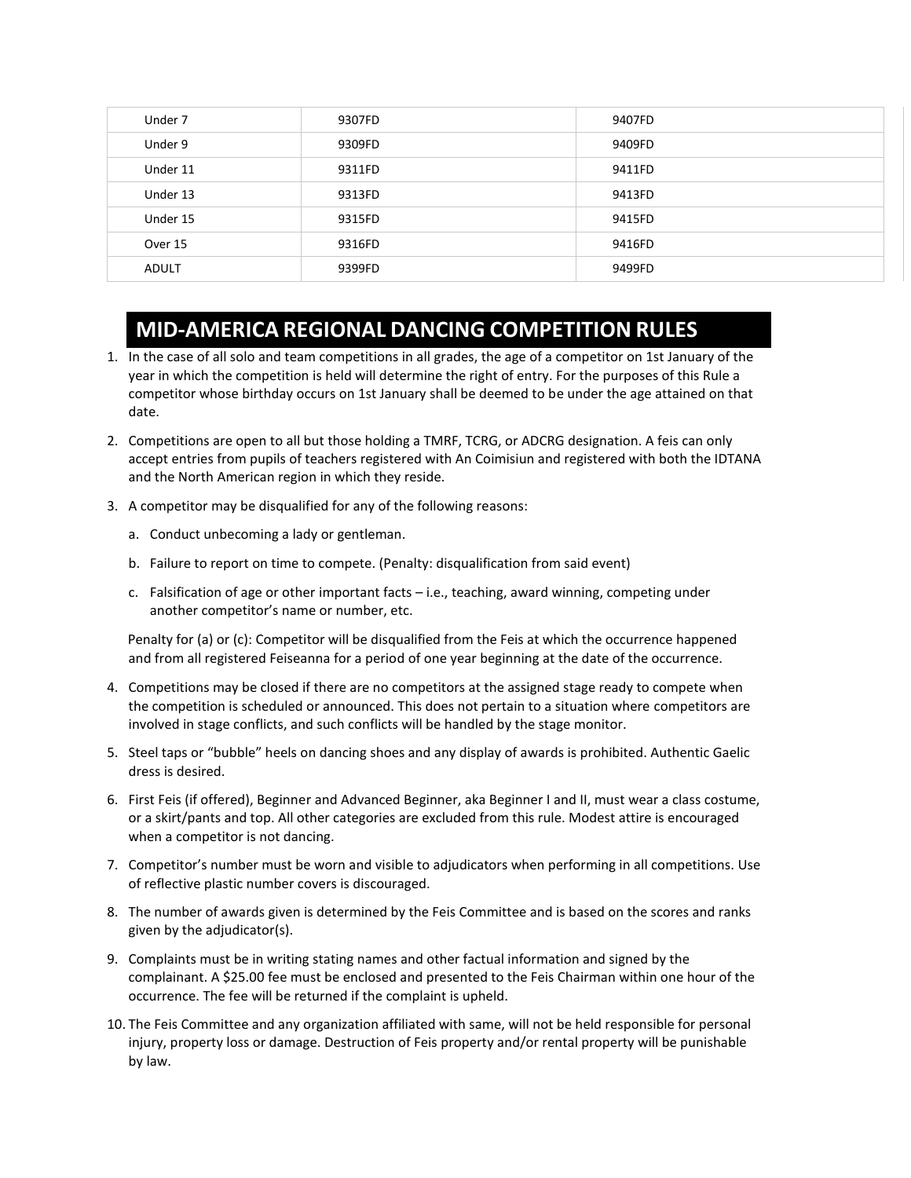| | | |
|---|---|---|
| Under 7 | 9307FD | 9407FD |
| Under 9 | 9309FD | 9409FD |
| Under 11 | 9311FD | 9411FD |
| Under 13 | 9313FD | 9413FD |
| Under 15 | 9315FD | 9415FD |
| Over 15 | 9316FD | 9416FD |
| ADULT | 9399FD | 9499FD |

## MID-AMERICA REGIONAL DANCING COMPETITION RULES

1. In the case of all solo and team competitions in all grades, the age of a competitor on 1st January of the year in which the competition is held will determine the right of entry. For the purposes of this Rule a competitor whose birthday occurs on 1st January shall be deemed to be under the age attained on that date.

2. Competitions are open to all but those holding a TMRF, TCRG, or ADCRG designation. A feis can only accept entries from pupils of teachers registered with An Coimisiun and registered with both the IDTANA and the North American region in which they reside.

3. A competitor may be disqualified for any of the following reasons:

   a. Conduct unbecoming a lady or gentleman.

   b. Failure to report on time to compete. (Penalty: disqualification from said event)

   c. Falsification of age or other important facts – i.e., teaching, award winning, competing under another competitor's name or number, etc.

   Penalty for (a) or (c): Competitor will be disqualified from the Feis at which the occurrence happened and from all registered Feiseanna for a period of one year beginning at the date of the occurrence.

4. Competitions may be closed if there are no competitors at the assigned stage ready to compete when the competition is scheduled or announced. This does not pertain to a situation where competitors are involved in stage conflicts, and such conflicts will be handled by the stage monitor.

5. Steel taps or "bubble" heels on dancing shoes and any display of awards is prohibited. Authentic Gaelic dress is desired.

6. First Feis (if offered), Beginner and Advanced Beginner, aka Beginner I and II, must wear a class costume, or a skirt/pants and top. All other categories are excluded from this rule. Modest attire is encouraged when a competitor is not dancing.

7. Competitor's number must be worn and visible to adjudicators when performing in all competitions. Use of reflective plastic number covers is discouraged.

8. The number of awards given is determined by the Feis Committee and is based on the scores and ranks given by the adjudicator(s).

9. Complaints must be in writing stating names and other factual information and signed by the complainant. A $25.00 fee must be enclosed and presented to the Feis Chairman within one hour of the occurrence. The fee will be returned if the complaint is upheld.

10. The Feis Committee and any organization affiliated with same, will not be held responsible for personal injury, property loss or damage. Destruction of Feis property and/or rental property will be punishable by law.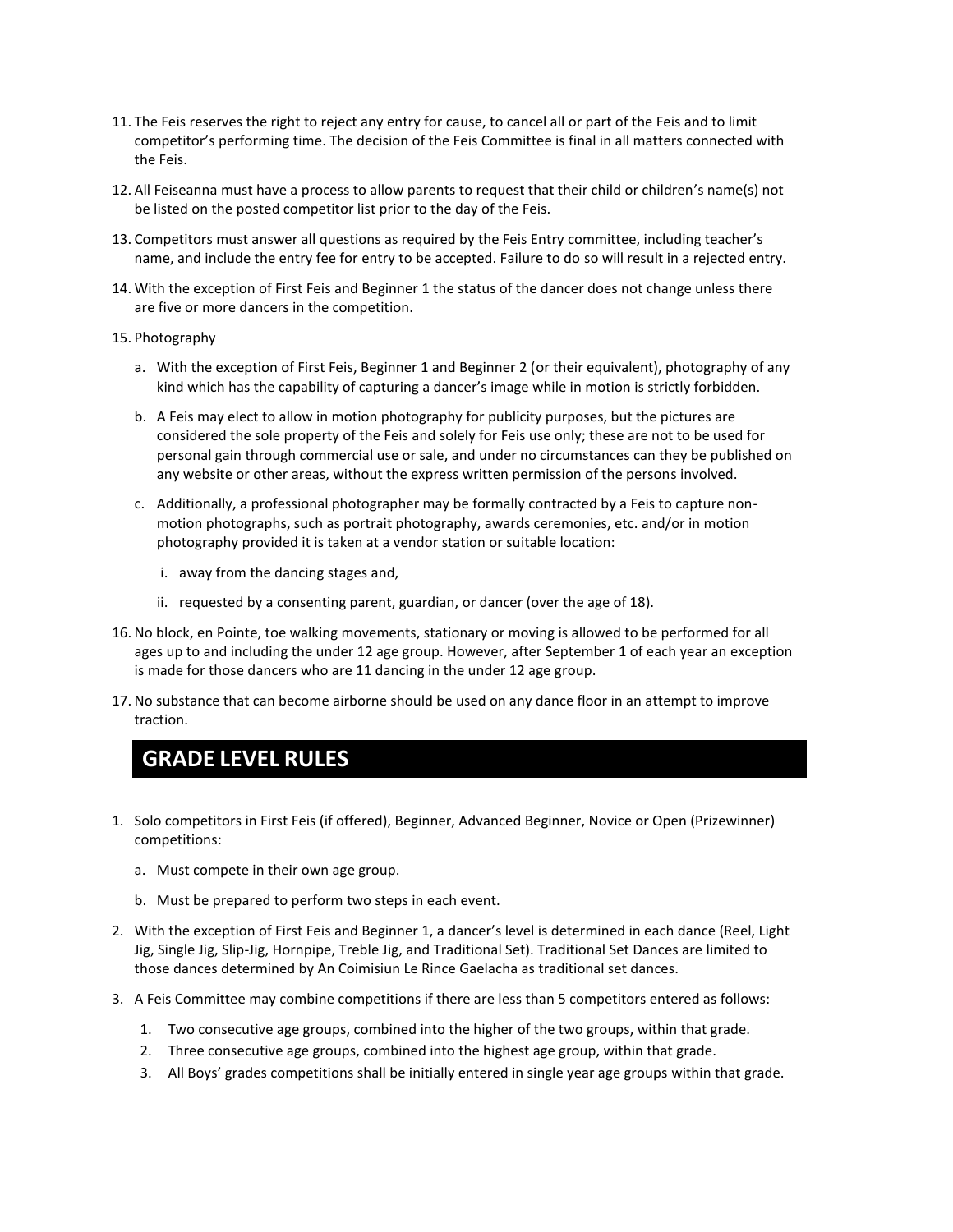11. The Feis reserves the right to reject any entry for cause, to cancel all or part of the Feis and to limit competitor's performing time. The decision of the Feis Committee is final in all matters connected with the Feis.

12. All Feiseanna must have a process to allow parents to request that their child or children's name(s) not be listed on the posted competitor list prior to the day of the Feis.

13. Competitors must answer all questions as required by the Feis Entry committee, including teacher's name, and include the entry fee for entry to be accepted. Failure to do so will result in a rejected entry.

14. With the exception of First Feis and Beginner 1 the status of the dancer does not change unless there are five or more dancers in the competition.

15. Photography

    a. With the exception of First Feis, Beginner 1 and Beginner 2 (or their equivalent), photography of any kind which has the capability of capturing a dancer's image while in motion is strictly forbidden.

    b. A Feis may elect to allow in motion photography for publicity purposes, but the pictures are considered the sole property of the Feis and solely for Feis use only; these are not to be used for personal gain through commercial use or sale, and under no circumstances can they be published on any website or other areas, without the express written permission of the persons involved.

    c. Additionally, a professional photographer may be formally contracted by a Feis to capture non-motion photographs, such as portrait photography, awards ceremonies, etc. and/or in motion photography provided it is taken at a vendor station or suitable location:

        i. away from the dancing stages and,

        ii. requested by a consenting parent, guardian, or dancer (over the age of 18).

16. No block, en Pointe, toe walking movements, stationary or moving is allowed to be performed for all ages up to and including the under 12 age group. However, after September 1 of each year an exception is made for those dancers who are 11 dancing in the under 12 age group.

17. No substance that can become airborne should be used on any dance floor in an attempt to improve traction.

## GRADE LEVEL RULES

1. Solo competitors in First Feis (if offered), Beginner, Advanced Beginner, Novice or Open (Prizewinner) competitions:

    a. Must compete in their own age group.

    b. Must be prepared to perform two steps in each event.

2. With the exception of First Feis and Beginner 1, a dancer's level is determined in each dance (Reel, Light Jig, Single Jig, Slip-Jig, Hornpipe, Treble Jig, and Traditional Set). Traditional Set Dances are limited to those dances determined by An Coimisiun Le Rince Gaelacha as traditional set dances.

3. A Feis Committee may combine competitions if there are less than 5 competitors entered as follows:

    1. Two consecutive age groups, combined into the higher of the two groups, within that grade.
    2. Three consecutive age groups, combined into the highest age group, within that grade.
    3. All Boys' grades competitions shall be initially entered in single year age groups within that grade.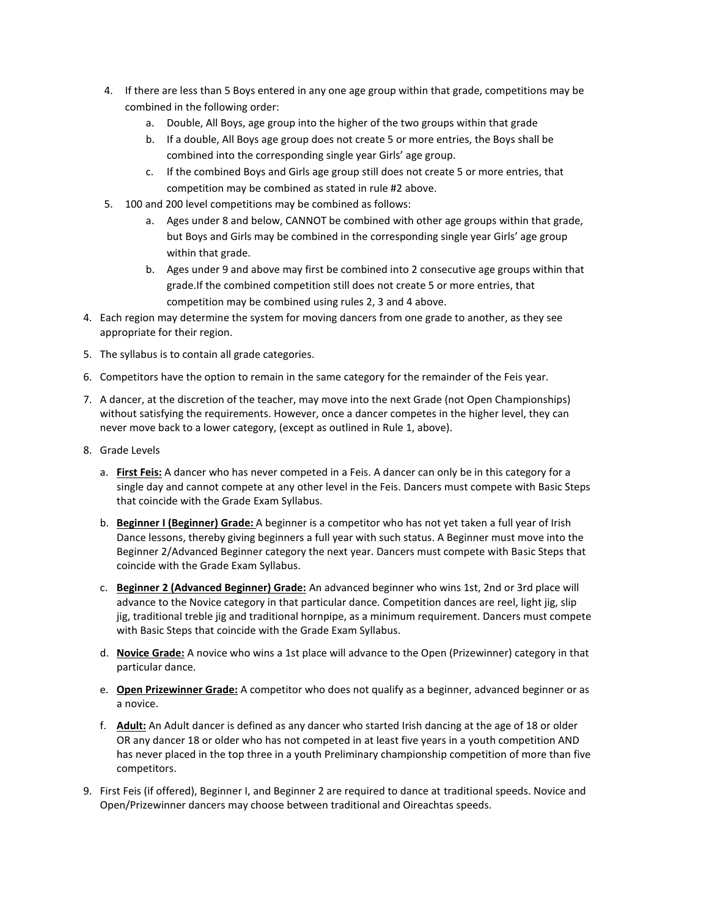4. If there are less than 5 Boys entered in any one age group within that grade, competitions may be combined in the following order:
   a. Double, All Boys, age group into the higher of the two groups within that grade
   b. If a double, All Boys age group does not create 5 or more entries, the Boys shall be combined into the corresponding single year Girls' age group.
   c. If the combined Boys and Girls age group still does not create 5 or more entries, that competition may be combined as stated in rule #2 above.
5. 100 and 200 level competitions may be combined as follows:
   a. Ages under 8 and below, CANNOT be combined with other age groups within that grade, but Boys and Girls may be combined in the corresponding single year Girls' age group within that grade.
   b. Ages under 9 and above may first be combined into 2 consecutive age groups within that grade.If the combined competition still does not create 5 or more entries, that competition may be combined using rules 2, 3 and 4 above.

4. Each region may determine the system for moving dancers from one grade to another, as they see appropriate for their region.

5. The syllabus is to contain all grade categories.

6. Competitors have the option to remain in the same category for the remainder of the Feis year.

7. A dancer, at the discretion of the teacher, may move into the next Grade (not Open Championships) without satisfying the requirements. However, once a dancer competes in the higher level, they can never move back to a lower category, (except as outlined in Rule 1, above).

8. Grade Levels

   a. **<u>First Feis:</u>** A dancer who has never competed in a Feis. A dancer can only be in this category for a single day and cannot compete at any other level in the Feis. Dancers must compete with Basic Steps that coincide with the Grade Exam Syllabus.

   b. **<u>Beginner I (Beginner) Grade:</u>** A beginner is a competitor who has not yet taken a full year of Irish Dance lessons, thereby giving beginners a full year with such status. A Beginner must move into the Beginner 2/Advanced Beginner category the next year. Dancers must compete with Basic Steps that coincide with the Grade Exam Syllabus.

   c. **<u>Beginner 2 (Advanced Beginner) Grade:</u>** An advanced beginner who wins 1st, 2nd or 3rd place will advance to the Novice category in that particular dance. Competition dances are reel, light jig, slip jig, traditional treble jig and traditional hornpipe, as a minimum requirement. Dancers must compete with Basic Steps that coincide with the Grade Exam Syllabus.

   d. **<u>Novice Grade:</u>** A novice who wins a 1st place will advance to the Open (Prizewinner) category in that particular dance.

   e. **<u>Open Prizewinner Grade:</u>** A competitor who does not qualify as a beginner, advanced beginner or as a novice.

   f. **<u>Adult:</u>** An Adult dancer is defined as any dancer who started Irish dancing at the age of 18 or older OR any dancer 18 or older who has not competed in at least five years in a youth competition AND has never placed in the top three in a youth Preliminary championship competition of more than five competitors.

9. First Feis (if offered), Beginner I, and Beginner 2 are required to dance at traditional speeds. Novice and Open/Prizewinner dancers may choose between traditional and Oireachtas speeds.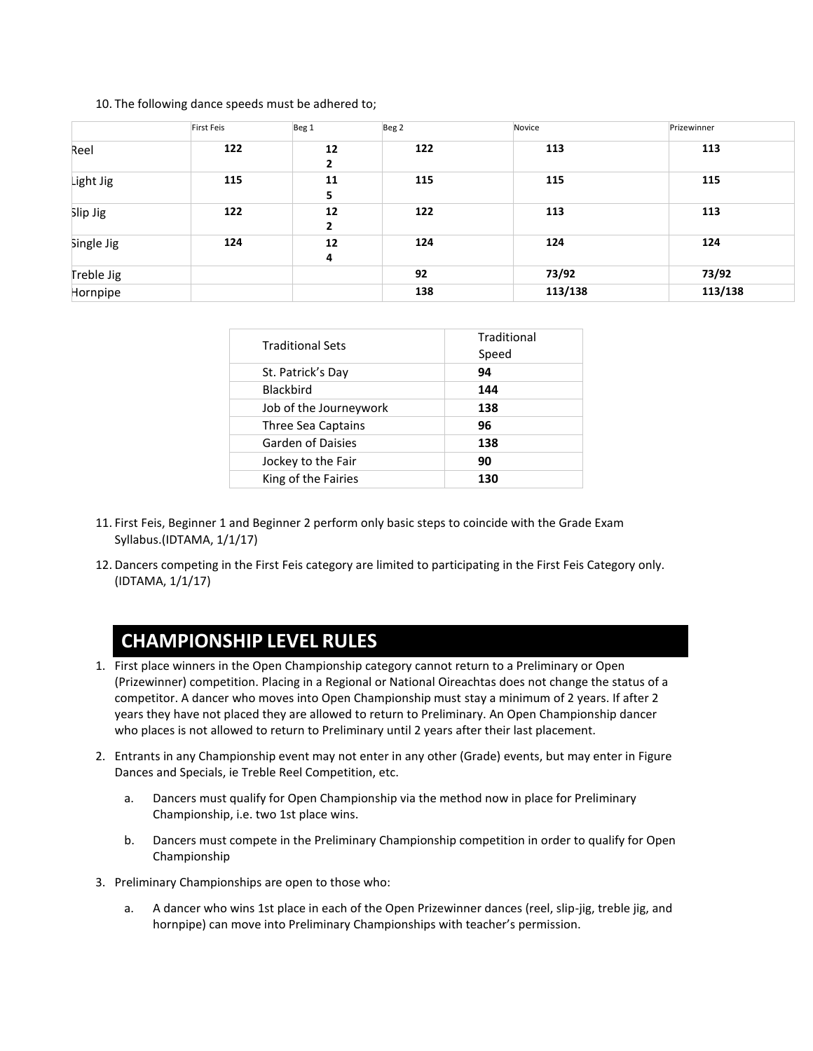10. The following dance speeds must be adhered to;

| | First Feis | Beg 1 | Beg 2 | Novice | Prizewinner |
|---|---|---|---|---|---|
| Reel | **122** | **122** | **122** | **113** | **113** |
| Light Jig | **115** | **115** | **115** | **115** | **115** |
| Slip Jig | **122** | **122** | **122** | **113** | **113** |
| Single Jig | **124** | **124** | **124** | **124** | **124** |
| Treble Jig | | | **92** | **73/92** | **73/92** |
| Hornpipe | | | **138** | **113/138** | **113/138** |

| Traditional Sets | Traditional Speed |
|---|---|
| St. Patrick's Day | **94** |
| Blackbird | **144** |
| Job of the Journeywork | **138** |
| Three Sea Captains | **96** |
| Garden of Daisies | **138** |
| Jockey to the Fair | **90** |
| King of the Fairies | **130** |

11. First Feis, Beginner 1 and Beginner 2 perform only basic steps to coincide with the Grade Exam Syllabus.(IDTAMA, 1/1/17)
12. Dancers competing in the First Feis category are limited to participating in the First Feis Category only. (IDTAMA, 1/1/17)

## CHAMPIONSHIP LEVEL RULES

1. First place winners in the Open Championship category cannot return to a Preliminary or Open (Prizewinner) competition. Placing in a Regional or National Oireachtas does not change the status of a competitor. A dancer who moves into Open Championship must stay a minimum of 2 years. If after 2 years they have not placed they are allowed to return to Preliminary. An Open Championship dancer who places is not allowed to return to Preliminary until 2 years after their last placement.
2. Entrants in any Championship event may not enter in any other (Grade) events, but may enter in Figure Dances and Specials, ie Treble Reel Competition, etc.
   a. Dancers must qualify for Open Championship via the method now in place for Preliminary Championship, i.e. two 1st place wins.
   b. Dancers must compete in the Preliminary Championship competition in order to qualify for Open Championship
3. Preliminary Championships are open to those who:
   a. A dancer who wins 1st place in each of the Open Prizewinner dances (reel, slip-jig, treble jig, and hornpipe) can move into Preliminary Championships with teacher's permission.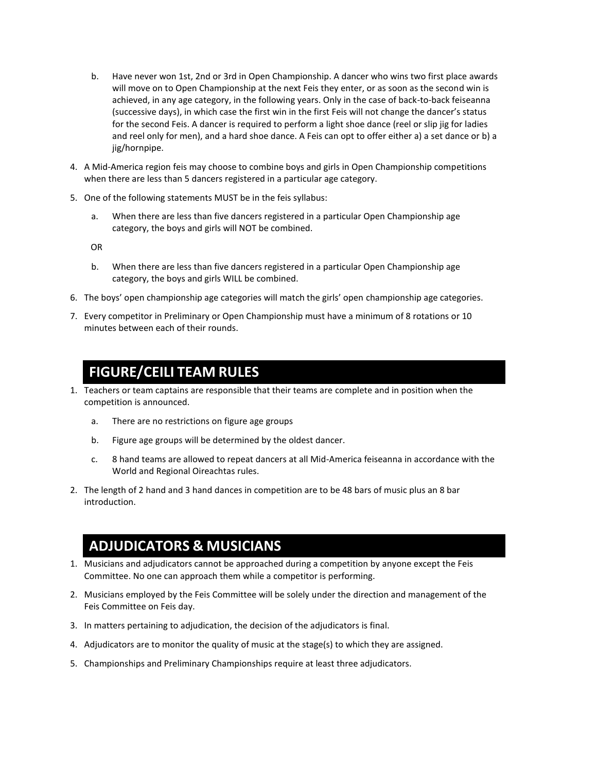b. Have never won 1st, 2nd or 3rd in Open Championship. A dancer who wins two first place awards will move on to Open Championship at the next Feis they enter, or as soon as the second win is achieved, in any age category, in the following years. Only in the case of back-to-back feiseanna (successive days), in which case the first win in the first Feis will not change the dancer's status for the second Feis. A dancer is required to perform a light shoe dance (reel or slip jig for ladies and reel only for men), and a hard shoe dance. A Feis can opt to offer either a) a set dance or b) a jig/hornpipe.

4. A Mid-America region feis may choose to combine boys and girls in Open Championship competitions when there are less than 5 dancers registered in a particular age category.
5. One of the following statements MUST be in the feis syllabus:
   a. When there are less than five dancers registered in a particular Open Championship age category, the boys and girls will NOT be combined.

   OR

   b. When there are less than five dancers registered in a particular Open Championship age category, the boys and girls WILL be combined.
6. The boys' open championship age categories will match the girls' open championship age categories.
7. Every competitor in Preliminary or Open Championship must have a minimum of 8 rotations or 10 minutes between each of their rounds.

## FIGURE/CEILI TEAM RULES

1. Teachers or team captains are responsible that their teams are complete and in position when the competition is announced.
   a. There are no restrictions on figure age groups
   b. Figure age groups will be determined by the oldest dancer.
   c. 8 hand teams are allowed to repeat dancers at all Mid-America feiseanna in accordance with the World and Regional Oireachtas rules.
2. The length of 2 hand and 3 hand dances in competition are to be 48 bars of music plus an 8 bar introduction.

## ADJUDICATORS & MUSICIANS

1. Musicians and adjudicators cannot be approached during a competition by anyone except the Feis Committee. No one can approach them while a competitor is performing.
2. Musicians employed by the Feis Committee will be solely under the direction and management of the Feis Committee on Feis day.
3. In matters pertaining to adjudication, the decision of the adjudicators is final.
4. Adjudicators are to monitor the quality of music at the stage(s) to which they are assigned.
5. Championships and Preliminary Championships require at least three adjudicators.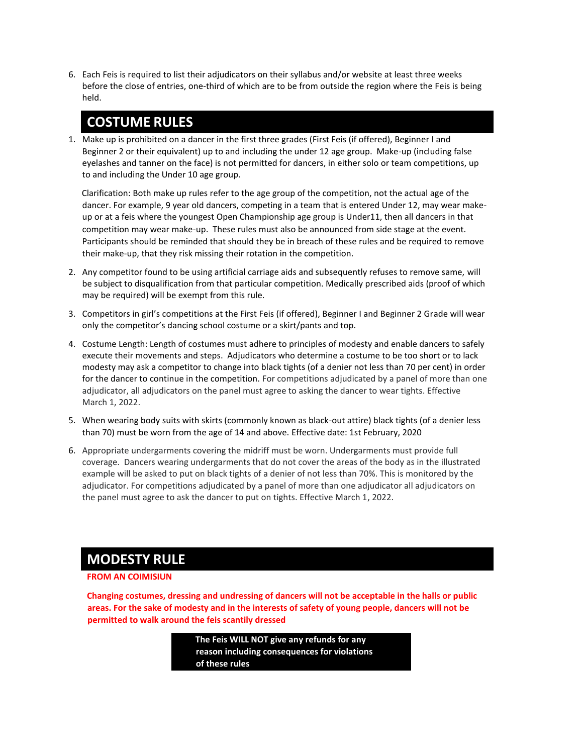6. Each Feis is required to list their adjudicators on their syllabus and/or website at least three weeks before the close of entries, one-third of which are to be from outside the region where the Feis is being held.

## COSTUME RULES

1. Make up is prohibited on a dancer in the first three grades (First Feis (if offered), Beginner I and Beginner 2 or their equivalent) up to and including the under 12 age group. Make-up (including false eyelashes and tanner on the face) is not permitted for dancers, in either solo or team competitions, up to and including the Under 10 age group.

   Clarification: Both make up rules refer to the age group of the competition, not the actual age of the dancer. For example, 9 year old dancers, competing in a team that is entered Under 12, may wear make-up or at a feis where the youngest Open Championship age group is Under11, then all dancers in that competition may wear make-up. These rules must also be announced from side stage at the event. Participants should be reminded that should they be in breach of these rules and be required to remove their make-up, that they risk missing their rotation in the competition.

2. Any competitor found to be using artificial carriage aids and subsequently refuses to remove same, will be subject to disqualification from that particular competition. Medically prescribed aids (proof of which may be required) will be exempt from this rule.

3. Competitors in girl's competitions at the First Feis (if offered), Beginner I and Beginner 2 Grade will wear only the competitor's dancing school costume or a skirt/pants and top.

4. Costume Length: Length of costumes must adhere to principles of modesty and enable dancers to safely execute their movements and steps. Adjudicators who determine a costume to be too short or to lack modesty may ask a competitor to change into black tights (of a denier not less than 70 per cent) in order for the dancer to continue in the competition. For competitions adjudicated by a panel of more than one adjudicator, all adjudicators on the panel must agree to asking the dancer to wear tights. Effective March 1, 2022.

5. When wearing body suits with skirts (commonly known as black-out attire) black tights (of a denier less than 70) must be worn from the age of 14 and above. Effective date: 1st February, 2020

6. Appropriate undergarments covering the midriff must be worn. Undergarments must provide full coverage. Dancers wearing undergarments that do not cover the areas of the body as in the illustrated example will be asked to put on black tights of a denier of not less than 70%. This is monitored by the adjudicator. For competitions adjudicated by a panel of more than one adjudicator all adjudicators on the panel must agree to ask the dancer to put on tights. Effective March 1, 2022.

## MODESTY RULE

**FROM AN COIMISIUN**

**Changing costumes, dressing and undressing of dancers will not be acceptable in the halls or public areas. For the sake of modesty and in the interests of safety of young people, dancers will not be permitted to walk around the feis scantily dressed**

**The Feis WILL NOT give any refunds for any reason including consequences for violations of these rules**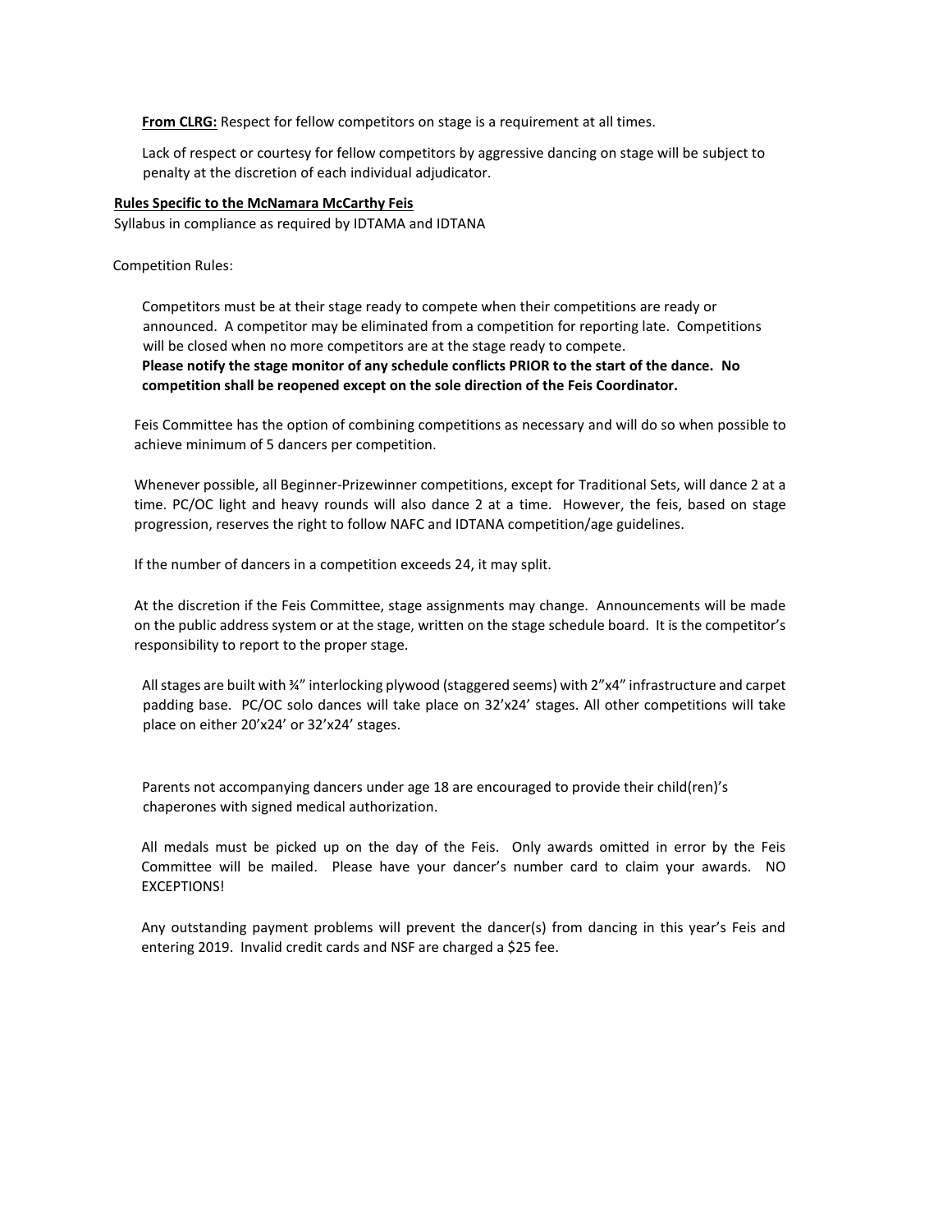**From CLRG:** Respect for fellow competitors on stage is a requirement at all times.

Lack of respect or courtesy for fellow competitors by aggressive dancing on stage will be subject to penalty at the discretion of each individual adjudicator.

**Rules Specific to the McNamara McCarthy Feis**

Syllabus in compliance as required by IDTAMA and IDTANA

Competition Rules:

Competitors must be at their stage ready to compete when their competitions are ready or announced. A competitor may be eliminated from a competition for reporting late. Competitions will be closed when no more competitors are at the stage ready to compete.
**Please notify the stage monitor of any schedule conflicts PRIOR to the start of the dance. No competition shall be reopened except on the sole direction of the Feis Coordinator.**

Feis Committee has the option of combining competitions as necessary and will do so when possible to achieve minimum of 5 dancers per competition.

Whenever possible, all Beginner-Prizewinner competitions, except for Traditional Sets, will dance 2 at a time. PC/OC light and heavy rounds will also dance 2 at a time. However, the feis, based on stage progression, reserves the right to follow NAFC and IDTANA competition/age guidelines.

If the number of dancers in a competition exceeds 24, it may split.

At the discretion if the Feis Committee, stage assignments may change. Announcements will be made on the public address system or at the stage, written on the stage schedule board. It is the competitor's responsibility to report to the proper stage.

All stages are built with ¾" interlocking plywood (staggered seems) with 2"x4" infrastructure and carpet padding base. PC/OC solo dances will take place on 32'x24' stages. All other competitions will take place on either 20'x24' or 32'x24' stages.

Parents not accompanying dancers under age 18 are encouraged to provide their child(ren)'s chaperones with signed medical authorization.

All medals must be picked up on the day of the Feis. Only awards omitted in error by the Feis Committee will be mailed. Please have your dancer's number card to claim your awards. NO EXCEPTIONS!

Any outstanding payment problems will prevent the dancer(s) from dancing in this year's Feis and entering 2019. Invalid credit cards and NSF are charged a $25 fee.